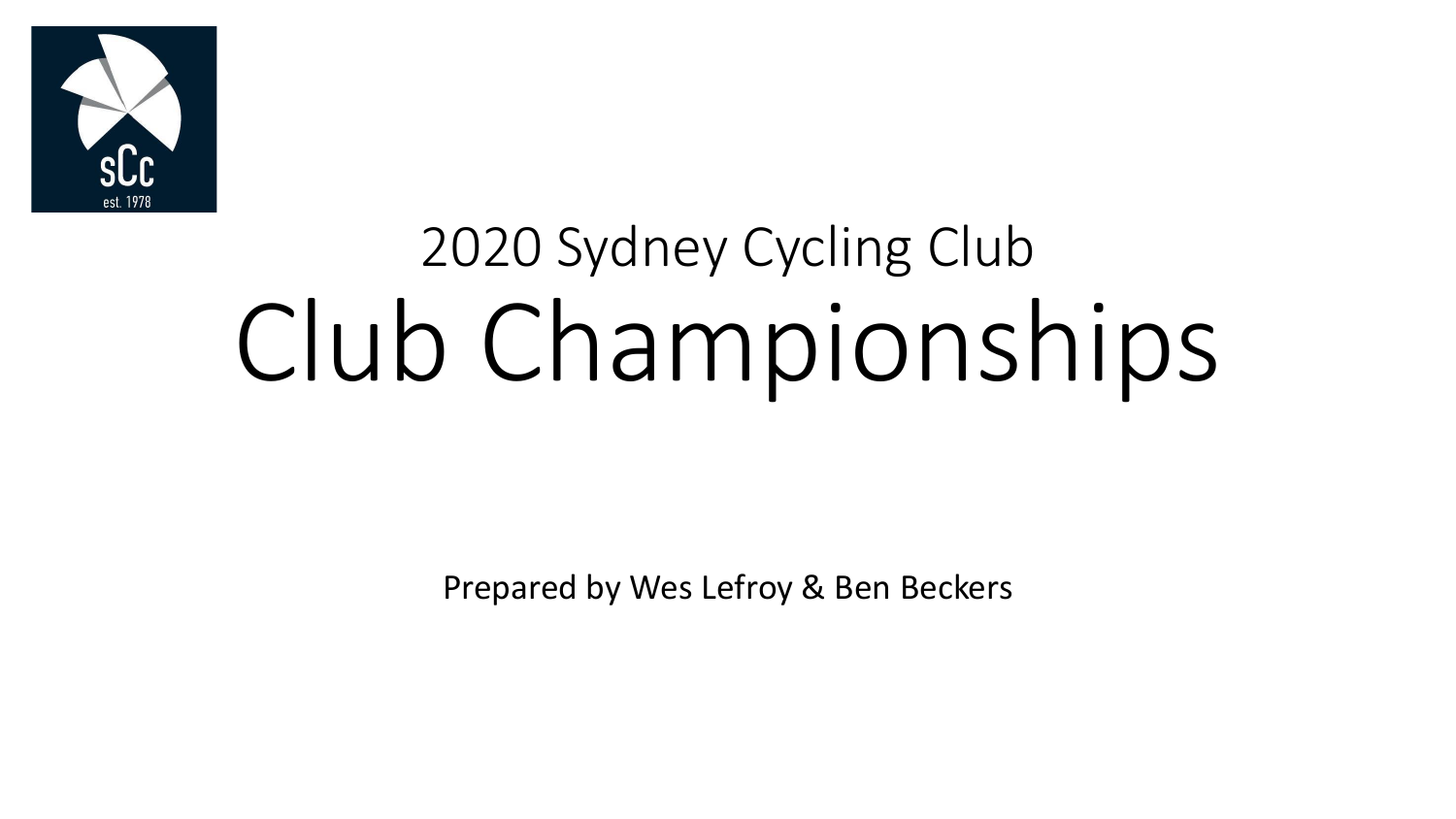# 2020 Sydney Cycling Club

# Club Championships

Prepared by Wes Lefroy & Ben Beckers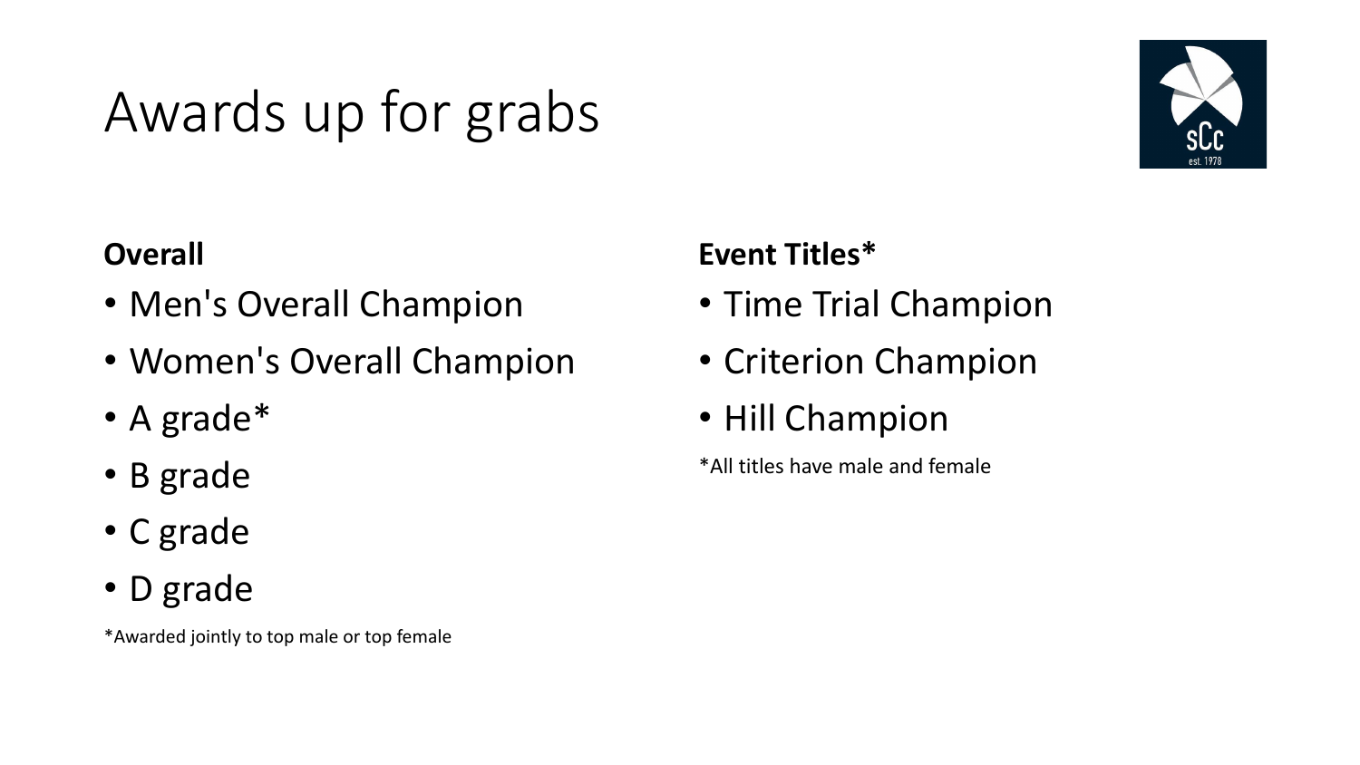# Awards up for grabs

**Overall**

- Men's Overall Champion
- Women's Overall Champion
- A grade*
- B grade
- C grade
- D grade

*Awarded jointly to top male or top female

**Event Titles***

- Time Trial Champion
- Criterion Champion
- Hill Champion

*All titles have male and female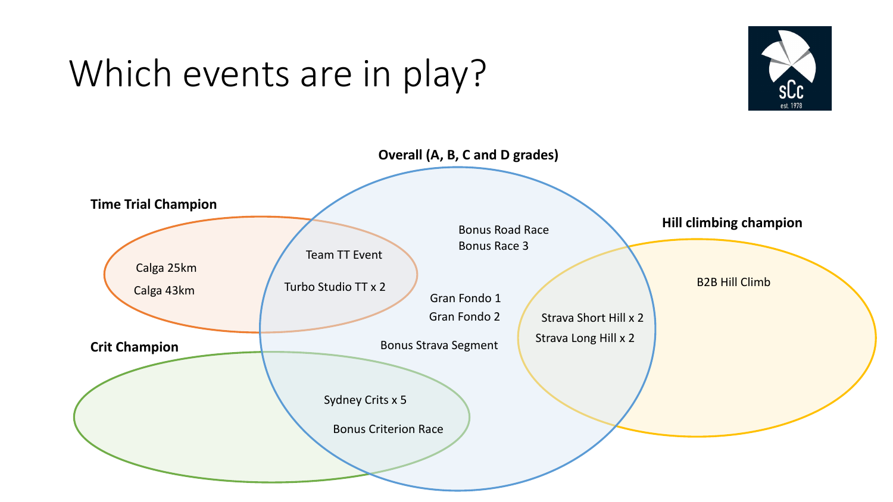# Which events are in play?

**Overall (A, B, C and D grades)**

**Time Trial Champion**

**Crit Champion**

**Hill climbing champion**

Calga 25km

Calga 43km

Team TT Event

Turbo Studio TT x 2

Bonus Road Race

Bonus Race 3

Gran Fondo 1

Gran Fondo 2

Bonus Strava Segment

Sydney Crits x 5

Bonus Criterion Race

Strava Short Hill x 2

Strava Long Hill x 2

B2B Hill Climb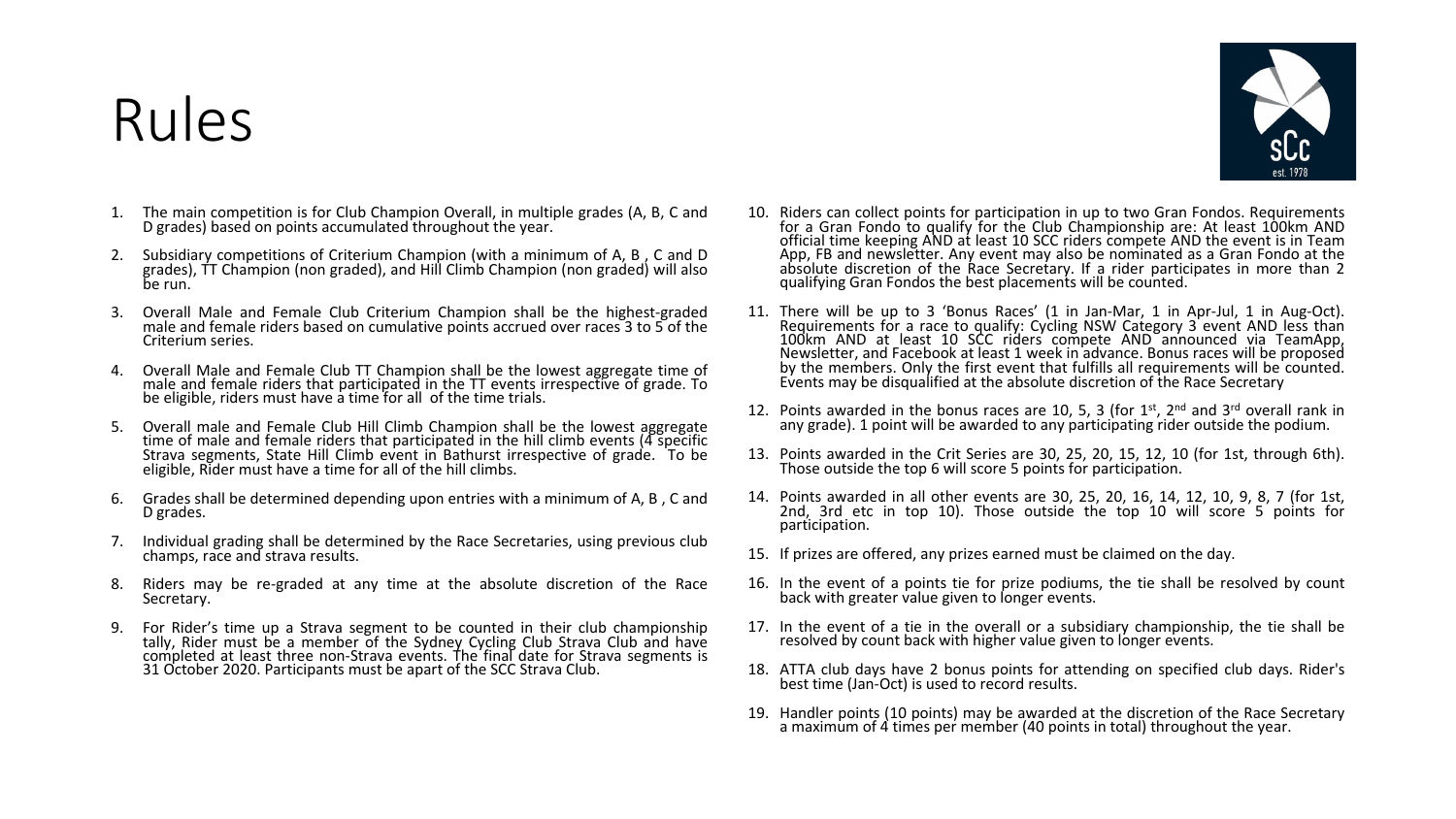# Rules

1. The main competition is for Club Champion Overall, in multiple grades (A, B, C and D grades) based on points accumulated throughout the year.
2. Subsidiary competitions of Criterium Champion (with a minimum of A, B , C and D grades), TT Champion (non graded), and Hill Climb Champion (non graded) will also be run.
3. Overall Male and Female Club Criterium Champion shall be the highest-graded male and female riders based on cumulative points accrued over races 3 to 5 of the Criterium series.
4. Overall Male and Female Club TT Champion shall be the lowest aggregate time of male and female riders that participated in the TT events irrespective of grade. To be eligible, riders must have a time for all of the time trials.
5. Overall male and Female Club Hill Climb Champion shall be the lowest aggregate time of male and female riders that participated in the hill climb events (4 specific Strava segments, State Hill Climb event in Bathurst irrespective of grade. To be eligible, Rider must have a time for all of the hill climbs.
6. Grades shall be determined depending upon entries with a minimum of A, B , C and D grades.
7. Individual grading shall be determined by the Race Secretaries, using previous club champs, race and strava results.
8. Riders may be re-graded at any time at the absolute discretion of the Race Secretary.
9. For Rider's time up a Strava segment to be counted in their club championship tally, Rider must be a member of the Sydney Cycling Club Strava Club and have completed at least three non-Strava events. The final date for Strava segments is 31 October 2020. Participants must be apart of the SCC Strava Club.
10. Riders can collect points for participation in up to two Gran Fondos. Requirements for a Gran Fondo to qualify for the Club Championship are: At least 100km AND official time keeping AND at least 10 SCC riders compete AND the event is in Team App, FB and newsletter. Any event may also be nominated as a Gran Fondo at the absolute discretion of the Race Secretary. If a rider participates in more than 2 qualifying Gran Fondos the best placements will be counted.
11. There will be up to 3 'Bonus Races' (1 in Jan-Mar, 1 in Apr-Jul, 1 in Aug-Oct). Requirements for a race to qualify: Cycling NSW Category 3 event AND less than 100km AND at least 10 SCC riders compete AND announced via TeamApp, Newsletter, and Facebook at least 1 week in advance. Bonus races will be proposed by the members. Only the first event that fulfills all requirements will be counted. Events may be disqualified at the absolute discretion of the Race Secretary
12. Points awarded in the bonus races are 10, 5, 3 (for 1st, 2nd and 3rd overall rank in any grade). 1 point will be awarded to any participating rider outside the podium.
13. Points awarded in the Crit Series are 30, 25, 20, 15, 12, 10 (for 1st, through 6th). Those outside the top 6 will score 5 points for participation.
14. Points awarded in all other events are 30, 25, 20, 16, 14, 12, 10, 9, 8, 7 (for 1st, 2nd, 3rd etc in top 10). Those outside the top 10 will score 5 points for participation.
15. If prizes are offered, any prizes earned must be claimed on the day.
16. In the event of a points tie for prize podiums, the tie shall be resolved by count back with greater value given to longer events.
17. In the event of a tie in the overall or a subsidiary championship, the tie shall be resolved by count back with higher value given to longer events.
18. ATTA club days have 2 bonus points for attending on specified club days. Rider's best time (Jan-Oct) is used to record results.
19. Handler points (10 points) may be awarded at the discretion of the Race Secretary a maximum of 4 times per member (40 points in total) throughout the year.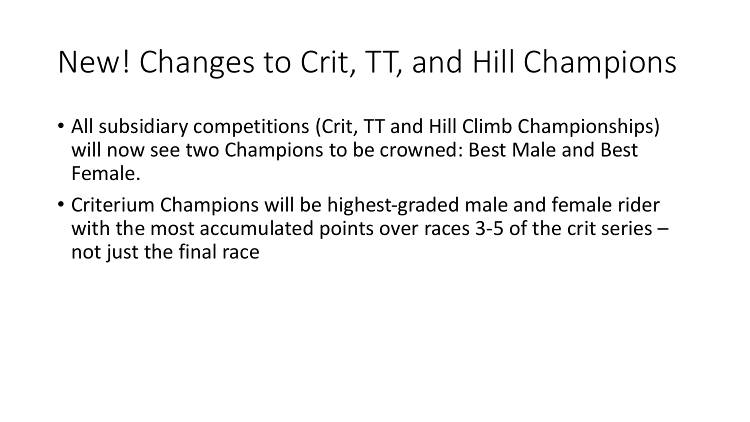# New! Changes to Crit, TT, and Hill Champions

- All subsidiary competitions (Crit, TT and Hill Climb Championships) will now see two Champions to be crowned: Best Male and Best Female.
- Criterium Champions will be highest-graded male and female rider with the most accumulated points over races 3-5 of the crit series – not just the final race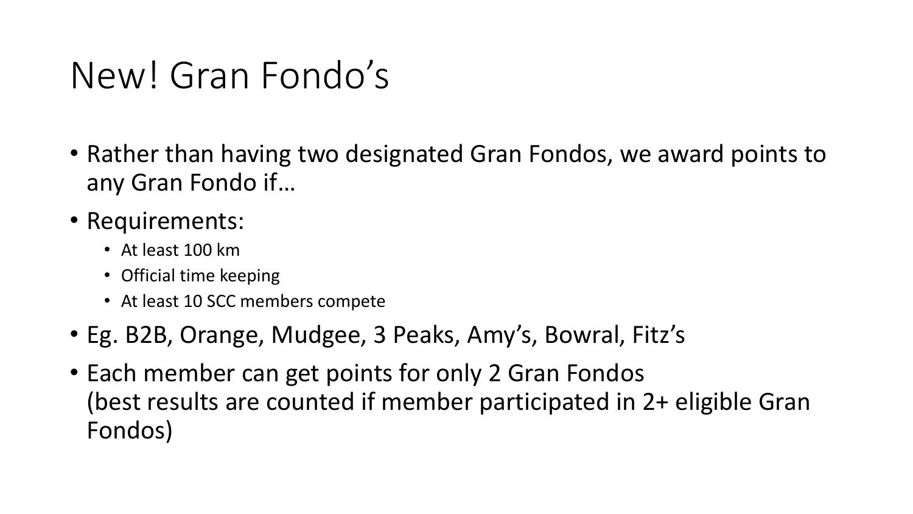# New! Gran Fondo's

- Rather than having two designated Gran Fondos, we award points to any Gran Fondo if…
- Requirements:
  - At least 100 km
  - Official time keeping
  - At least 10 SCC members compete
- Eg. B2B, Orange, Mudgee, 3 Peaks, Amy's, Bowral, Fitz's
- Each member can get points for only 2 Gran Fondos
  (best results are counted if member participated in 2+ eligible Gran Fondos)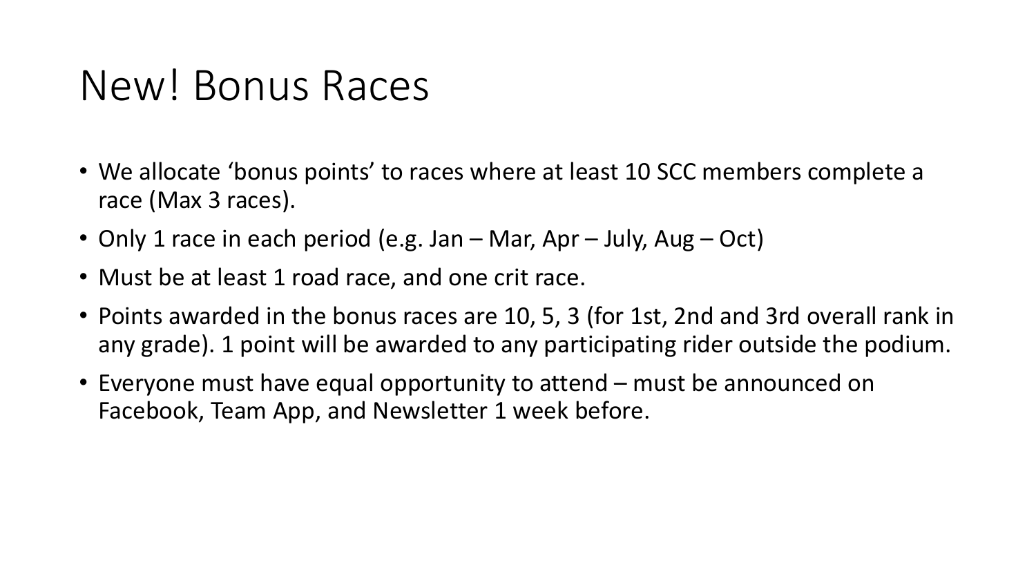# New! Bonus Races

- We allocate 'bonus points' to races where at least 10 SCC members complete a race (Max 3 races).
- Only 1 race in each period (e.g. Jan – Mar, Apr – July, Aug – Oct)
- Must be at least 1 road race, and one crit race.
- Points awarded in the bonus races are 10, 5, 3 (for 1st, 2nd and 3rd overall rank in any grade). 1 point will be awarded to any participating rider outside the podium.
- Everyone must have equal opportunity to attend – must be announced on Facebook, Team App, and Newsletter 1 week before.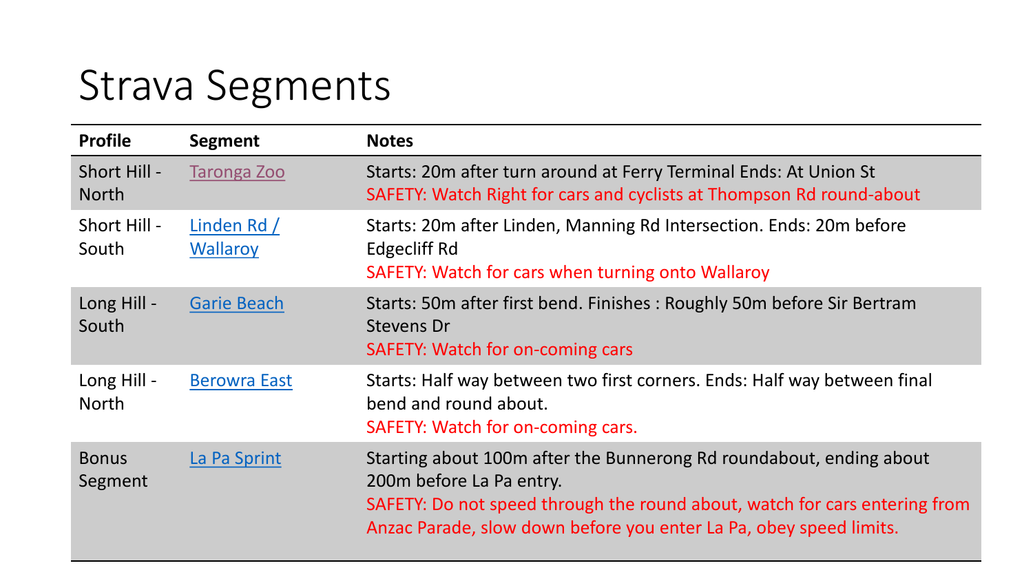# Strava Segments

| Profile | Segment | Notes |
|---|---|---|
| Short Hill - North | Taronga Zoo | Starts: 20m after turn around at Ferry Terminal Ends: At Union St<br>SAFETY: Watch Right for cars and cyclists at Thompson Rd round-about |
| Short Hill - South | Linden Rd / Wallaroy | Starts: 20m after Linden, Manning Rd Intersection. Ends: 20m before Edgecliff Rd<br>SAFETY: Watch for cars when turning onto Wallaroy |
| Long Hill - South | Garie Beach | Starts: 50m after first bend. Finishes : Roughly 50m before Sir Bertram Stevens Dr<br>SAFETY: Watch for on-coming cars |
| Long Hill - North | Berowra East | Starts: Half way between two first corners. Ends: Half way between final bend and round about.<br>SAFETY: Watch for on-coming cars. |
| Bonus Segment | La Pa Sprint | Starting about 100m after the Bunnerong Rd roundabout, ending about 200m before La Pa entry.<br>SAFETY: Do not speed through the round about, watch for cars entering from Anzac Parade, slow down before you enter La Pa, obey speed limits. |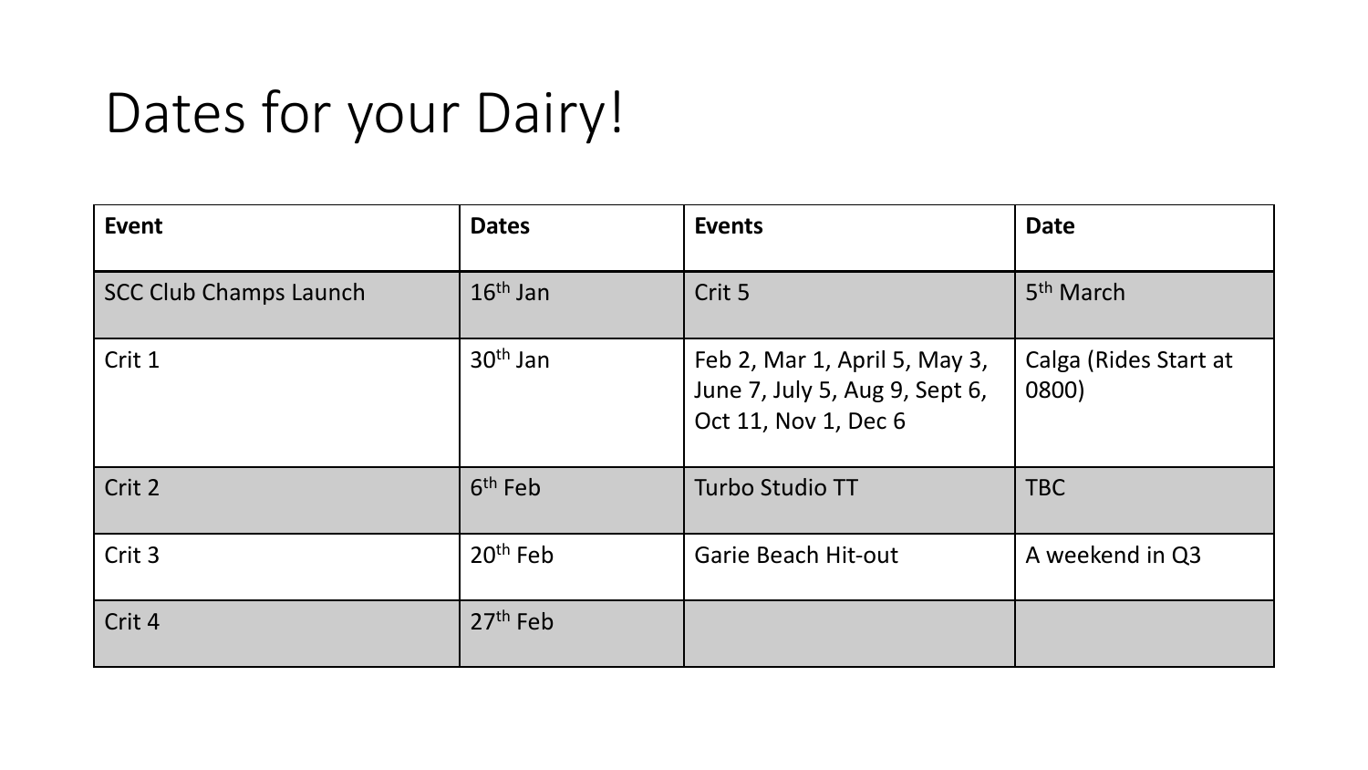# Dates for your Dairy!

| Event | Dates | Events | Date |
|---|---|---|---|
| SCC Club Champs Launch | 16th Jan | Crit 5 | 5th March |
| Crit 1 | 30th Jan | Feb 2, Mar 1, April 5, May 3, June 7, July 5, Aug 9, Sept 6, Oct 11, Nov 1, Dec 6 | Calga (Rides Start at 0800) |
| Crit 2 | 6th Feb | Turbo Studio TT | TBC |
| Crit 3 | 20th Feb | Garie Beach Hit-out | A weekend in Q3 |
| Crit 4 | 27th Feb | | |